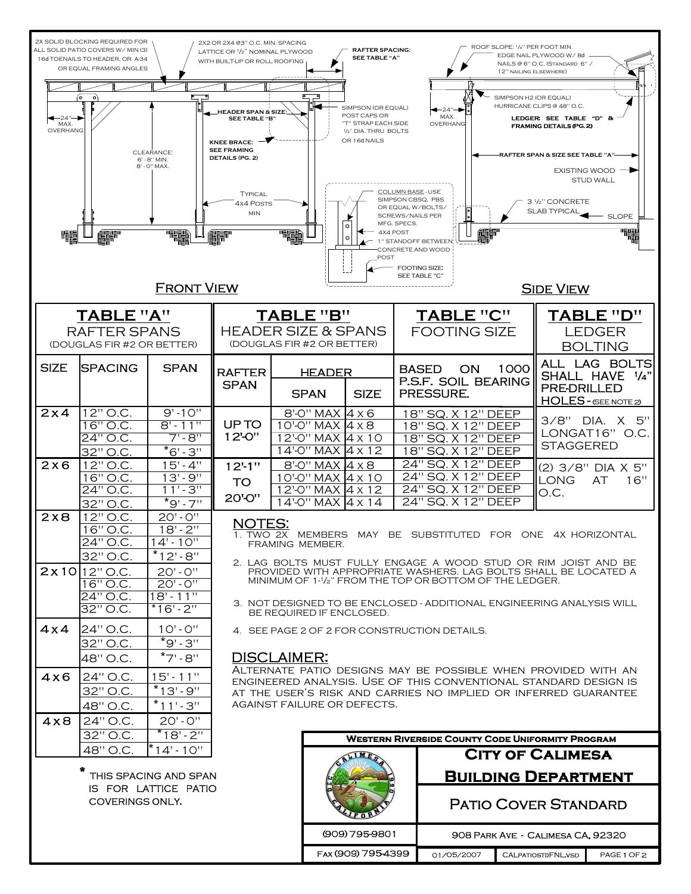2X SOLID BLOCKING REQUIRED FOR ALL SOLID PATIO COVERS W/ MIN (3) 16d TOENAILS TO HEADER, OR A-34 OR EQUAL FRAMING ANGLES

2X2 OR 2X4 @3" O.C. MIN. SPACING LATTICE OR 1/2" NOMINAL PLYWOOD WITH BUILT-UP OR ROLL ROOFING

RAFTER SPACING: SEE TABLE "A"

24" MAX. OVERHANG

CLEARANCE: 6' - 8" MIN. 8' - 0" MAX.

HEADER SPAN & SIZE: SEE TABLE "B"

KNEE BRACE: SEE FRAMING DETAILS (PG. 2)

TYPICAL 4X4 POSTS MIN

SIMPSON (OR EQUAL) POST CAPS OR "T" STRAP EACH SIDE 1/2" DIA. THRU BOLTS OR 16d NAILS

COLUMN BASE - USE SIMPSON CBSQ, PBS OR EQUAL W/BOLTS/ SCREWS/NAILS PER MFG. SPECS.

4X4 POST

1" STANDOFF BETWEEN CONCRETE AND WOOD POST

FOOTING SIZE: SEE TABLE "C"

ROOF SLOPE: 1/4" PER FOOT MIN.

EDGE NAIL PLYWOOD W/ 8d NAILS @ 6" O.C. (STANDARD 6" / 12" NAILING ELSEWHERE)

SIMPSON H2 (OR EQUAL) HURRICANE CLIPS @ 48" O.C.

LEDGER: SEE TABLE "D" & FRAMING DETAILS (PG. 2)

RAFTER SPAN & SIZE SEE TABLE "A"

EXISTING WOOD STUD WALL

3 1/2" CONCRETE SLAB TYPICAL

SLOPE

FRONT VIEW

SIDE VIEW

## TABLE "A"
RAFTER SPANS (DOUGLAS FIR #2 OR BETTER)

| SIZE | SPACING | SPAN |
|---|---|---|
| 2x4 | 12" O.C. | 9'-10" |
| | 16" O.C. | 8'-11" |
| | 24" O.C. | 7'-8" |
| | 32" O.C. | *6'-3" |
| 2x6 | 12" O.C. | 15'-4" |
| | 16" O.C. | 13'-9" |
| | 24" O.C. | 11'-3" |
| | 32" O.C. | *9'-7" |
| 2x8 | 12" O.C. | 20'-0" |
| | 16" O.C. | 18'-2" |
| | 24" O.C. | 14'-10" |
| | 32" O.C. | *12'-8" |
| 2x10 | 12" O.C. | 20'-0" |
| | 16" O.C. | 20'-0" |
| | 24" O.C. | 18'-11" |
| | 32" O.C. | *16'-2" |
| 4x4 | 24" O.C. | 10'-0" |
| | 32" O.C. | *9'-3" |
| | 48" O.C. | *7'-8" |
| 4x6 | 24" O.C. | 15'-11" |
| | 32" O.C. | *13'-9" |
| | 48" O.C. | *11'-3" |
| 4x8 | 24" O.C. | 20'-0" |
| | 32" O.C. | *18'-2" |
| | 48" O.C. | *14'-10" |

* THIS SPACING AND SPAN IS FOR LATTICE PATIO COVERINGS ONLY.

## TABLE "B"
HEADER SIZE & SPANS (DOUGLAS FIR #2 OR BETTER)

## TABLE "C"
FOOTING SIZE

| RAFTER SPAN | HEADER SPAN | HEADER SIZE | FOOTING SIZE (BASED ON 1000 P.S.F. SOIL BEARING PRESSURE.) |
|---|---|---|---|
| UP TO 12'-0" | 8'-0" MAX | 4 x 6 | 18" SQ. X 12" DEEP |
| | 10'-0" MAX | 4 x 8 | 18" SQ. X 12" DEEP |
| | 12'-0" MAX | 4 x 10 | 18" SQ. X 12" DEEP |
| | 14'-0" MAX | 4 x 12 | 18" SQ. X 12" DEEP |
| 12'-1" TO 20'-0" | 8'-0" MAX | 4 x 8 | 24" SQ. X 12" DEEP |
| | 10'-0" MAX | 4 x 10 | 24" SQ. X 12" DEEP |
| | 12'-0" MAX | 4 x 12 | 24" SQ. X 12" DEEP |
| | 14'-0" MAX | 4 x 14 | 24" SQ. X 12" DEEP |

## TABLE "D"
LEDGER BOLTING

ALL LAG BOLTS SHALL HAVE 1/4" PRE-DRILLED HOLES - (SEE NOTE 2)

| RAFTER SPAN | LEDGER BOLTING |
|---|---|
| UP TO 12'-0" | 3/8" DIA. X 5" LONG AT 16" O.C. STAGGERED |
| 12'-1" TO 20'-0" | (2) 3/8" DIA X 5" LONG AT 16" O.C. |

## NOTES:

1. TWO 2X MEMBERS MAY BE SUBSTITUTED FOR ONE 4X HORIZONTAL FRAMING MEMBER.
2. LAG BOLTS MUST FULLY ENGAGE A WOOD STUD OR RIM JOIST AND BE PROVIDED WITH APPROPRIATE WASHERS. LAG BOLTS SHALL BE LOCATED A MINIMUM OF 1-1/2" FROM THE TOP OR BOTTOM OF THE LEDGER.
3. NOT DESIGNED TO BE ENCLOSED - ADDITIONAL ENGINEERING ANALYSIS WILL BE REQUIRED IF ENCLOSED.
4. SEE PAGE 2 OF 2 FOR CONSTRUCTION DETAILS.

## DISCLAIMER:

Alternate patio designs may be possible when provided with an engineered analysis. Use of this conventional standard design is at the user's risk and carries no implied or inferred guarantee against failure or defects.

**Western Riverside County Code Uniformity Program**

**CITY OF CALIMESA**

**BUILDING DEPARTMENT**

PATIO COVER STANDARD

(909) 795-9801 | 908 PARK AVE - CALIMESA CA, 92320

FAX (909) 795-4399 | 01/05/2007 | CALPATIOSTDFNL.VSD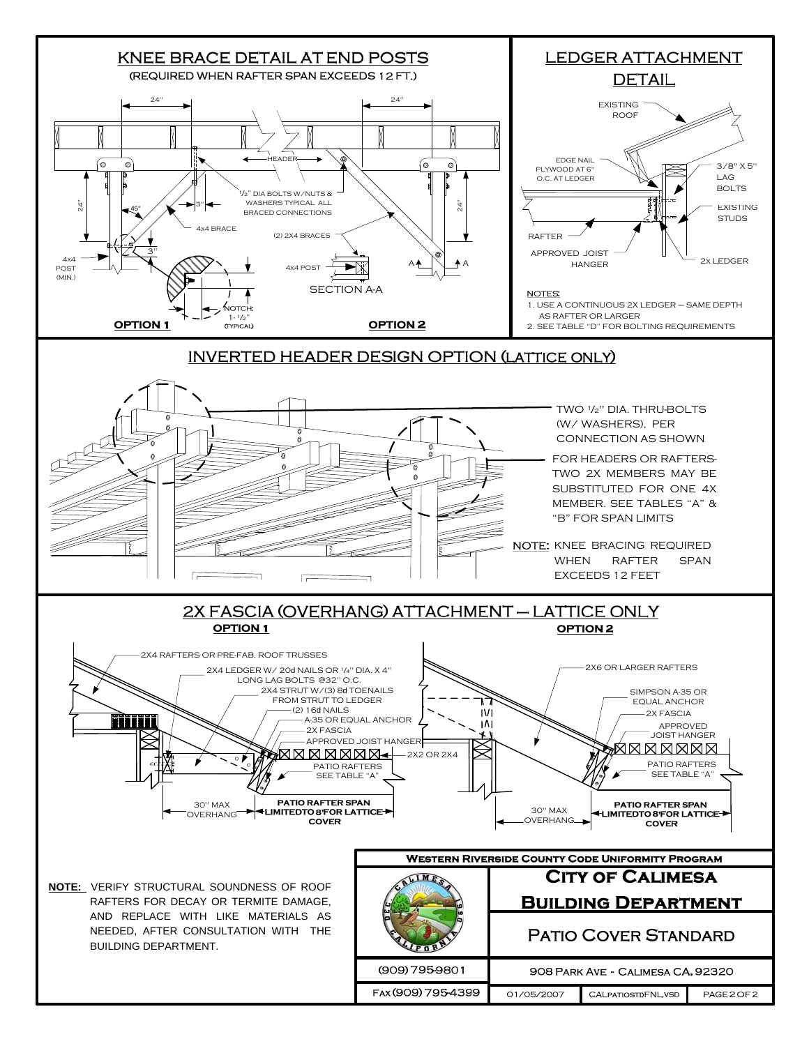## KNEE BRACE DETAIL AT END POSTS

(REQUIRED WHEN RAFTER SPAN EXCEEDS 12 FT.)

24"

24"

HEADER

½" DIA BOLTS W/NUTS & WASHERS TYPICAL ALL BRACED CONNECTIONS

3"

24"

45°

24"

4x4 BRACE

(2) 2X4 BRACES

3"

4x4 POST (MIN.)

4x4 POST

A A

SECTION A-A

NOTCH: 1- ½" (TYPICAL)

**OPTION 1**

**OPTION 2**

## LEDGER ATTACHMENT DETAIL

EXISTING ROOF

EDGE NAIL PLYWOOD AT 6" O.C. AT LEDGER

3/8" X 5" LAG BOLTS

EXISTING STUDS

RAFTER

APPROVED JOIST HANGER

2x LEDGER

NOTES:

1. USE A CONTINUOUS 2X LEDGER – SAME DEPTH AS RAFTER OR LARGER
2. SEE TABLE "D" FOR BOLTING REQUIREMENTS

## INVERTED HEADER DESIGN OPTION (LATTICE ONLY)

TWO ½" DIA. THRU-BOLTS (W/ WASHERS), PER CONNECTION AS SHOWN

FOR HEADERS OR RAFTERS- TWO 2X MEMBERS MAY BE SUBSTITUTED FOR ONE 4X MEMBER. SEE TABLES "A" & "B" FOR SPAN LIMITS

NOTE: KNEE BRACING REQUIRED WHEN RAFTER SPAN EXCEEDS 12 FEET

## 2X FASCIA (OVERHANG) ATTACHMENT – LATTICE ONLY

**OPTION 1**

2X4 RAFTERS OR PRE-FAB. ROOF TRUSSES

2X4 LEDGER W/ 20d NAILS OR ¼" DIA. X 4" LONG LAG BOLTS @32" O.C.

2X4 STRUT W/(3) 8d TOENAILS FROM STRUT TO LEDGER

(2) 16d NAILS

A-35 OR EQUAL ANCHOR

2X FASCIA

APPROVED JOIST HANGER

2X2 OR 2X4

PATIO RAFTERS SEE TABLE "A"

30" MAX OVERHANG

**PATIO RAFTER SPAN LIMITEDTO 8'FOR LATTICE COVER**

**OPTION 2**

2X6 OR LARGER RAFTERS

SIMPSON A-35 OR EQUAL ANCHOR

2X FASCIA

APPROVED JOIST HANGER

PATIO RAFTERS SEE TABLE "A"

30" MAX OVERHANG

**PATIO RAFTER SPAN LIMITEDTO 8'FOR LATTICE COVER**

**NOTE:** VERIFY STRUCTURAL SOUNDNESS OF ROOF RAFTERS FOR DECAY OR TERMITE DAMAGE, AND REPLACE WITH LIKE MATERIALS AS NEEDED, AFTER CONSULTATION WITH THE BUILDING DEPARTMENT.

**WESTERN RIVERSIDE COUNTY CODE UNIFORMITY PROGRAM**

**CITY OF CALIMESA**

**BUILDING DEPARTMENT**

PATIO COVER STANDARD

| | | | |
|---|---|---|---|
| (909) 795-9801 | 908 PARK AVE - CALIMESA CA, 92320 | | |
| FAX (909) 795-4399 | 01/05/2007 | CALPATIOSTDFNL.VSD | PAGE 2 OF 2 |